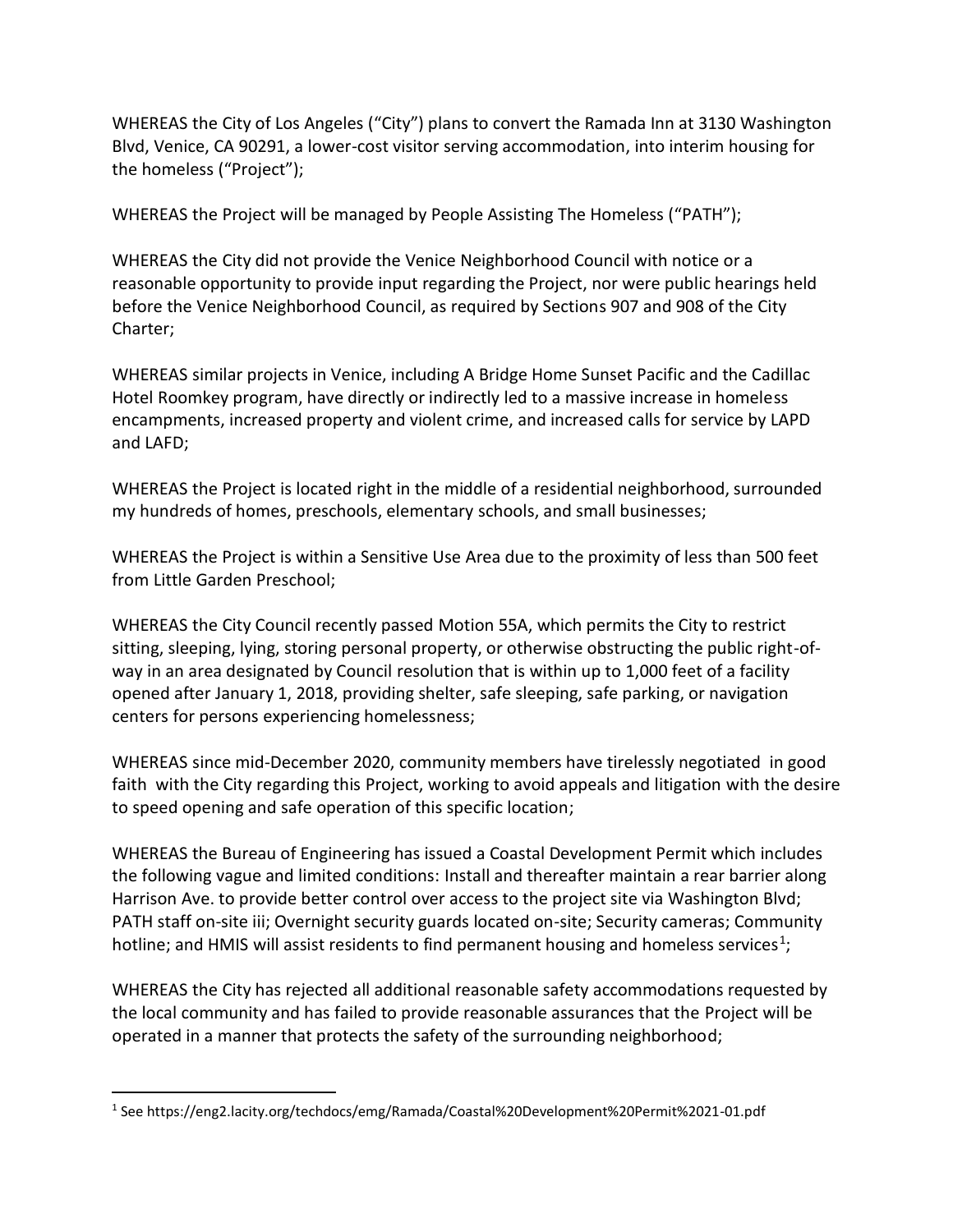WHEREAS the City of Los Angeles ("City") plans to convert the Ramada Inn at 3130 Washington Blvd, Venice, CA 90291, a lower-cost visitor serving accommodation, into interim housing for the homeless ("Project");

WHEREAS the Project will be managed by People Assisting The Homeless ("PATH");

WHEREAS the City did not provide the Venice Neighborhood Council with notice or a reasonable opportunity to provide input regarding the Project, nor were public hearings held before the Venice Neighborhood Council, as required by Sections 907 and 908 of the City Charter;

WHEREAS similar projects in Venice, including A Bridge Home Sunset Pacific and the Cadillac Hotel Roomkey program, have directly or indirectly led to a massive increase in homeless encampments, increased property and violent crime, and increased calls for service by LAPD and LAFD;

WHEREAS the Project is located right in the middle of a residential neighborhood, surrounded my hundreds of homes, preschools, elementary schools, and small businesses;

WHEREAS the Project is within a Sensitive Use Area due to the proximity of less than 500 feet from Little Garden Preschool;

WHEREAS the City Council recently passed Motion 55A, which permits the City to restrict sitting, sleeping, lying, storing personal property, or otherwise obstructing the public right-of-way in an area designated by Council resolution that is within up to 1,000 feet of a facility opened after January 1, 2018, providing shelter, safe sleeping, safe parking, or navigation centers for persons experiencing homelessness;

WHEREAS since mid-December 2020, community members have tirelessly negotiated in good faith with the City regarding this Project, working to avoid appeals and litigation with the desire to speed opening and safe operation of this specific location;

WHEREAS the Bureau of Engineering has issued a Coastal Development Permit which includes the following vague and limited conditions: Install and thereafter maintain a rear barrier along Harrison Ave. to provide better control over access to the project site via Washington Blvd; PATH staff on-site iii; Overnight security guards located on-site; Security cameras; Community hotline; and HMIS will assist residents to find permanent housing and homeless services[1];

WHEREAS the City has rejected all additional reasonable safety accommodations requested by the local community and has failed to provide reasonable assurances that the Project will be operated in a manner that protects the safety of the surrounding neighborhood;

---

[1] See https://eng2.lacity.org/techdocs/emg/Ramada/Coastal%20Development%20Permit%2021-01.pdf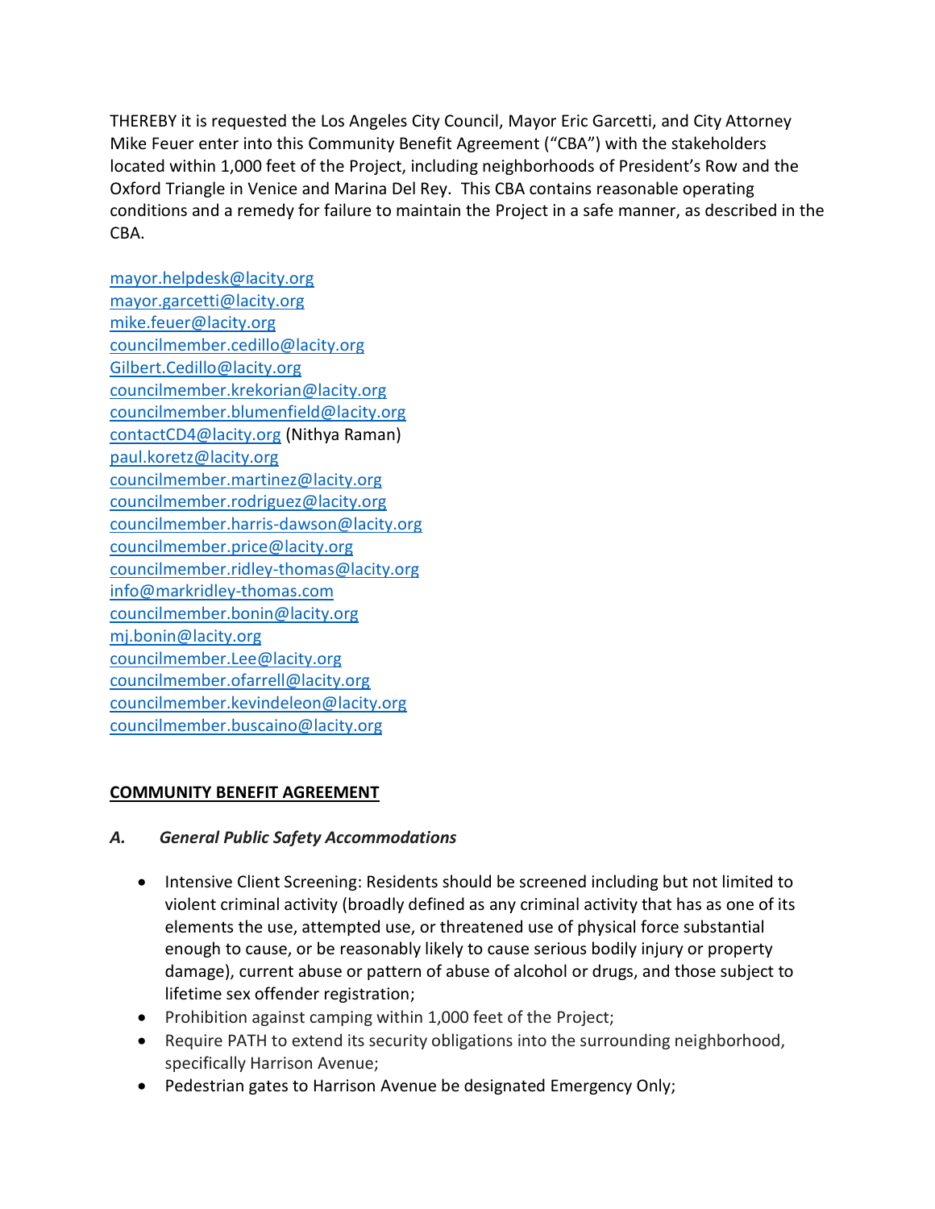THEREBY it is requested the Los Angeles City Council, Mayor Eric Garcetti, and City Attorney Mike Feuer enter into this Community Benefit Agreement ("CBA") with the stakeholders located within 1,000 feet of the Project, including neighborhoods of President's Row and the Oxford Triangle in Venice and Marina Del Rey. This CBA contains reasonable operating conditions and a remedy for failure to maintain the Project in a safe manner, as described in the CBA.

mayor.helpdesk@lacity.org
mayor.garcetti@lacity.org
mike.feuer@lacity.org
councilmember.cedillo@lacity.org
Gilbert.Cedillo@lacity.org
councilmember.krekorian@lacity.org
councilmember.blumenfield@lacity.org
contactCD4@lacity.org (Nithya Raman)
paul.koretz@lacity.org
councilmember.martinez@lacity.org
councilmember.rodriguez@lacity.org
councilmember.harris-dawson@lacity.org
councilmember.price@lacity.org
councilmember.ridley-thomas@lacity.org
info@markridley-thomas.com
councilmember.bonin@lacity.org
mj.bonin@lacity.org
councilmember.Lee@lacity.org
councilmember.ofarrell@lacity.org
councilmember.kevindeleon@lacity.org
councilmember.buscaino@lacity.org

## COMMUNITY BENEFIT AGREEMENT

### *A. General Public Safety Accommodations*

- Intensive Client Screening: Residents should be screened including but not limited to violent criminal activity (broadly defined as any criminal activity that has as one of its elements the use, attempted use, or threatened use of physical force substantial enough to cause, or be reasonably likely to cause serious bodily injury or property damage), current abuse or pattern of abuse of alcohol or drugs, and those subject to lifetime sex offender registration;
- Prohibition against camping within 1,000 feet of the Project;
- Require PATH to extend its security obligations into the surrounding neighborhood, specifically Harrison Avenue;
- Pedestrian gates to Harrison Avenue be designated Emergency Only;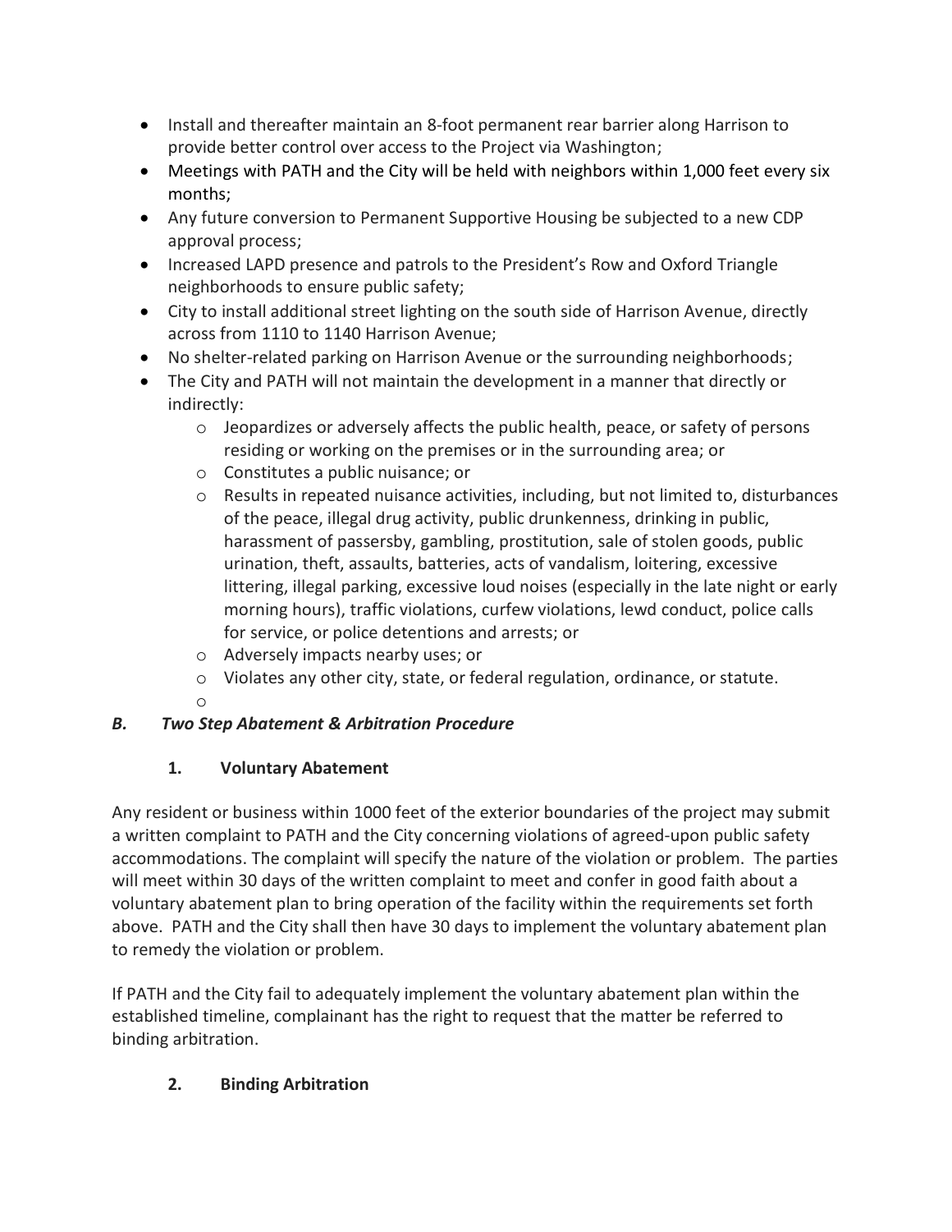- Install and thereafter maintain an 8-foot permanent rear barrier along Harrison to provide better control over access to the Project via Washington;
- Meetings with PATH and the City will be held with neighbors within 1,000 feet every six months;
- Any future conversion to Permanent Supportive Housing be subjected to a new CDP approval process;
- Increased LAPD presence and patrols to the President's Row and Oxford Triangle neighborhoods to ensure public safety;
- City to install additional street lighting on the south side of Harrison Avenue, directly across from 1110 to 1140 Harrison Avenue;
- No shelter-related parking on Harrison Avenue or the surrounding neighborhoods;
- The City and PATH will not maintain the development in a manner that directly or indirectly:
  - Jeopardizes or adversely affects the public health, peace, or safety of persons residing or working on the premises or in the surrounding area; or
  - Constitutes a public nuisance; or
  - Results in repeated nuisance activities, including, but not limited to, disturbances of the peace, illegal drug activity, public drunkenness, drinking in public, harassment of passersby, gambling, prostitution, sale of stolen goods, public urination, theft, assaults, batteries, acts of vandalism, loitering, excessive littering, illegal parking, excessive loud noises (especially in the late night or early morning hours), traffic violations, curfew violations, lewd conduct, police calls for service, or police detentions and arrests; or
  - Adversely impacts nearby uses; or
  - Violates any other city, state, or federal regulation, ordinance, or statute.

### *B. Two Step Abatement & Arbitration Procedure*

#### 1. Voluntary Abatement

Any resident or business within 1000 feet of the exterior boundaries of the project may submit a written complaint to PATH and the City concerning violations of agreed-upon public safety accommodations. The complaint will specify the nature of the violation or problem. The parties will meet within 30 days of the written complaint to meet and confer in good faith about a voluntary abatement plan to bring operation of the facility within the requirements set forth above. PATH and the City shall then have 30 days to implement the voluntary abatement plan to remedy the violation or problem.

If PATH and the City fail to adequately implement the voluntary abatement plan within the established timeline, complainant has the right to request that the matter be referred to binding arbitration.

#### 2. Binding Arbitration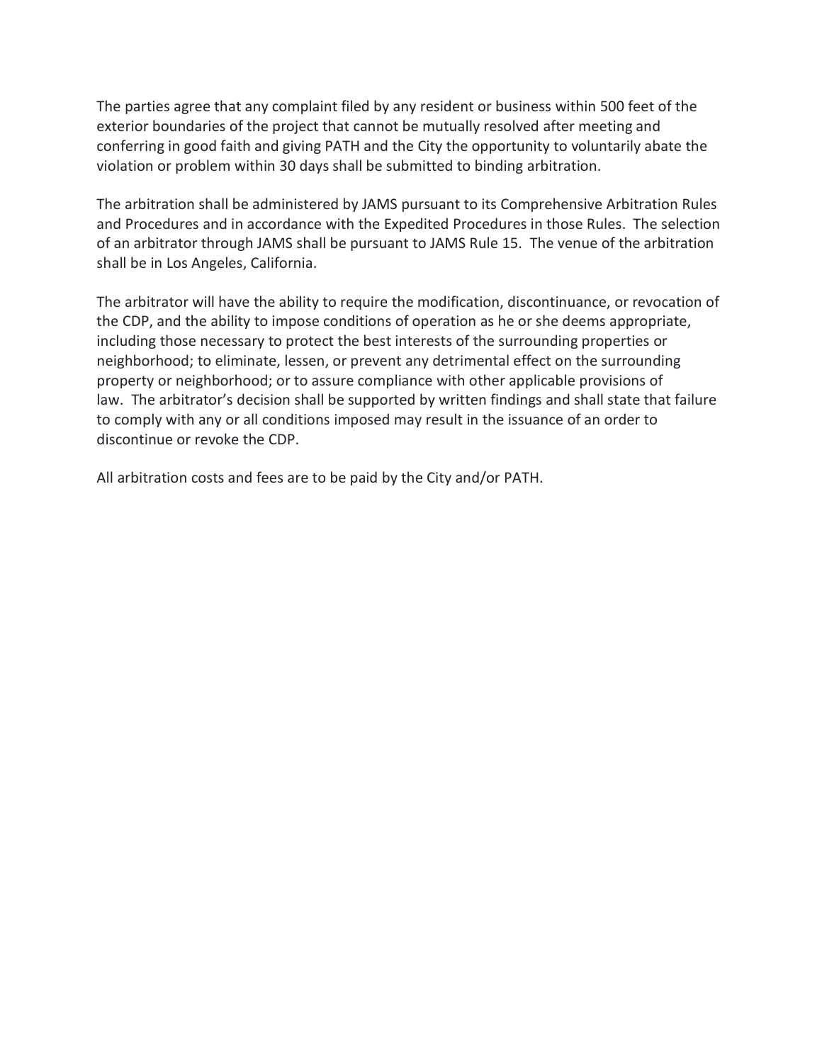The parties agree that any complaint filed by any resident or business within 500 feet of the exterior boundaries of the project that cannot be mutually resolved after meeting and conferring in good faith and giving PATH and the City the opportunity to voluntarily abate the violation or problem within 30 days shall be submitted to binding arbitration.

The arbitration shall be administered by JAMS pursuant to its Comprehensive Arbitration Rules and Procedures and in accordance with the Expedited Procedures in those Rules. The selection of an arbitrator through JAMS shall be pursuant to JAMS Rule 15. The venue of the arbitration shall be in Los Angeles, California.

The arbitrator will have the ability to require the modification, discontinuance, or revocation of the CDP, and the ability to impose conditions of operation as he or she deems appropriate, including those necessary to protect the best interests of the surrounding properties or neighborhood; to eliminate, lessen, or prevent any detrimental effect on the surrounding property or neighborhood; or to assure compliance with other applicable provisions of law. The arbitrator's decision shall be supported by written findings and shall state that failure to comply with any or all conditions imposed may result in the issuance of an order to discontinue or revoke the CDP.

All arbitration costs and fees are to be paid by the City and/or PATH.